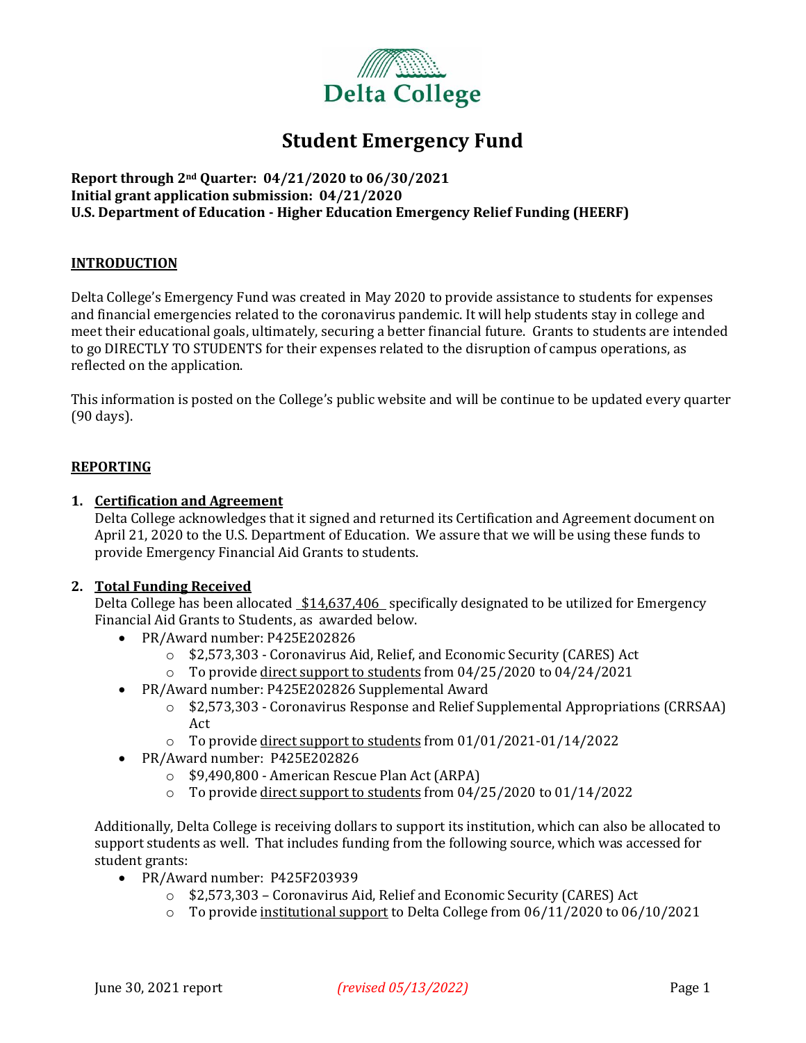Delta College

# Student Emergency Fund

**Report through 2nd Quarter: 04/21/2020 to 06/30/2021**
**Initial grant application submission: 04/21/2020**
**U.S. Department of Education - Higher Education Emergency Relief Funding (HEERF)**

## INTRODUCTION

Delta College's Emergency Fund was created in May 2020 to provide assistance to students for expenses and financial emergencies related to the coronavirus pandemic. It will help students stay in college and meet their educational goals, ultimately, securing a better financial future. Grants to students are intended to go DIRECTLY TO STUDENTS for their expenses related to the disruption of campus operations, as reflected on the application.

This information is posted on the College's public website and will be continue to be updated every quarter (90 days).

## REPORTING

1. **Certification and Agreement**
   Delta College acknowledges that it signed and returned its Certification and Agreement document on April 21, 2020 to the U.S. Department of Education. We assure that we will be using these funds to provide Emergency Financial Aid Grants to students.

2. **Total Funding Received**
   Delta College has been allocated $14,637,406 specifically designated to be utilized for Emergency Financial Aid Grants to Students, as awarded below.
   - PR/Award number: P425E202826
     - $2,573,303 - Coronavirus Aid, Relief, and Economic Security (CARES) Act
     - To provide direct support to students from 04/25/2020 to 04/24/2021
   - PR/Award number: P425E202826 Supplemental Award
     - $2,573,303 - Coronavirus Response and Relief Supplemental Appropriations (CRRSAA) Act
     - To provide direct support to students from 01/01/2021-01/14/2022
   - PR/Award number: P425E202826
     - $9,490,800 - American Rescue Plan Act (ARPA)
     - To provide direct support to students from 04/25/2020 to 01/14/2022

   Additionally, Delta College is receiving dollars to support its institution, which can also be allocated to support students as well. That includes funding from the following source, which was accessed for student grants:
   - PR/Award number: P425F203939
     - $2,573,303 – Coronavirus Aid, Relief and Economic Security (CARES) Act
     - To provide institutional support to Delta College from 06/11/2020 to 06/10/2021

June 30, 2021 report *(revised 05/13/2022)*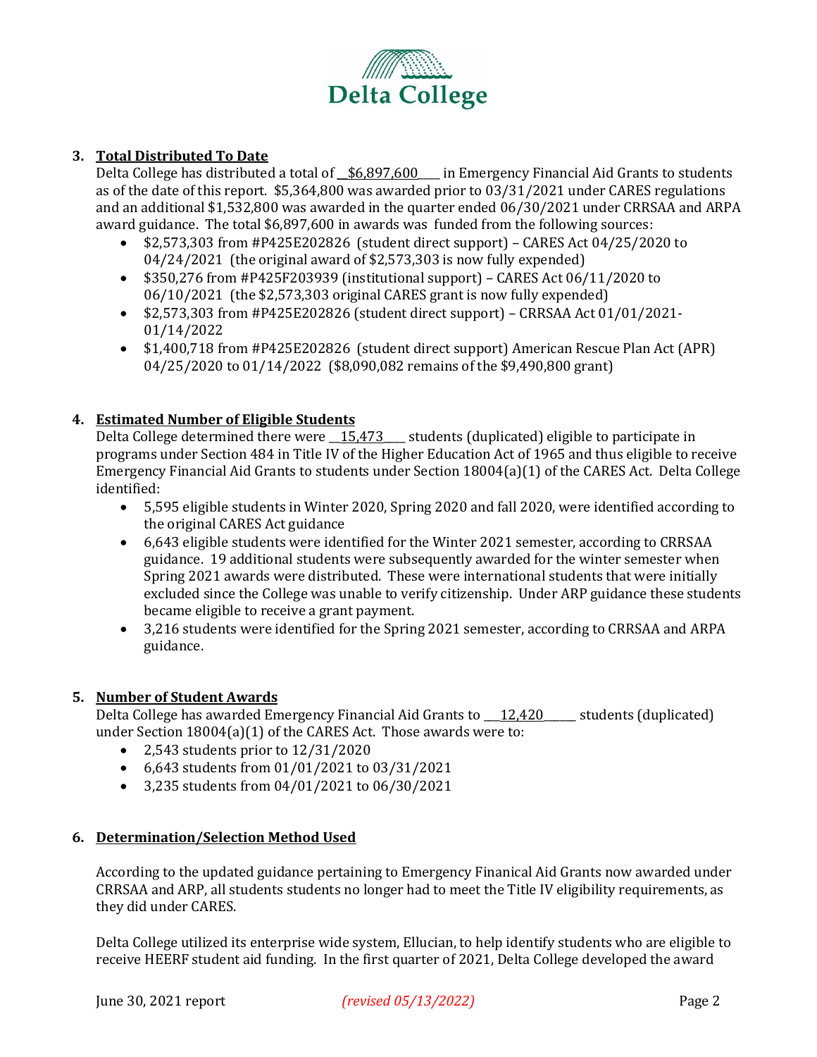Delta College

3. **Total Distributed To Date**

   Delta College has distributed a total of __$6,897,600____ in Emergency Financial Aid Grants to students as of the date of this report. $5,364,800 was awarded prior to 03/31/2021 under CARES regulations and an additional $1,532,800 was awarded in the quarter ended 06/30/2021 under CRRSAA and ARPA award guidance. The total $6,897,600 in awards was funded from the following sources:

   - $2,573,303 from #P425E202826 (student direct support) – CARES Act 04/25/2020 to 04/24/2021 (the original award of $2,573,303 is now fully expended)
   - $350,276 from #P425F203939 (institutional support) – CARES Act 06/11/2020 to 06/10/2021 (the $2,573,303 original CARES grant is now fully expended)
   - $2,573,303 from #P425E202826 (student direct support) – CRRSAA Act 01/01/2021-01/14/2022
   - $1,400,718 from #P425E202826 (student direct support) American Rescue Plan Act (APR) 04/25/2020 to 01/14/2022 ($8,090,082 remains of the $9,490,800 grant)

4. **Estimated Number of Eligible Students**

   Delta College determined there were __15,473____ students (duplicated) eligible to participate in programs under Section 484 in Title IV of the Higher Education Act of 1965 and thus eligible to receive Emergency Financial Aid Grants to students under Section 18004(a)(1) of the CARES Act. Delta College identified:

   - 5,595 eligible students in Winter 2020, Spring 2020 and fall 2020, were identified according to the original CARES Act guidance
   - 6,643 eligible students were identified for the Winter 2021 semester, according to CRRSAA guidance. 19 additional students were subsequently awarded for the winter semester when Spring 2021 awards were distributed. These were international students that were initially excluded since the College was unable to verify citizenship. Under ARP guidance these students became eligible to receive a grant payment.
   - 3,216 students were identified for the Spring 2021 semester, according to CRRSAA and ARPA guidance.

5. **Number of Student Awards**

   Delta College has awarded Emergency Financial Aid Grants to ___12,420______ students (duplicated) under Section 18004(a)(1) of the CARES Act. Those awards were to:

   - 2,543 students prior to 12/31/2020
   - 6,643 students from 01/01/2021 to 03/31/2021
   - 3,235 students from 04/01/2021 to 06/30/2021

6. **Determination/Selection Method Used**

   According to the updated guidance pertaining to Emergency Finanical Aid Grants now awarded under CRRSAA and ARP, all students students no longer had to meet the Title IV eligibility requirements, as they did under CARES.

   Delta College utilized its enterprise wide system, Ellucian, to help identify students who are eligible to receive HEERF student aid funding. In the first quarter of 2021, Delta College developed the award

June 30, 2021 report *(revised 05/13/2022)*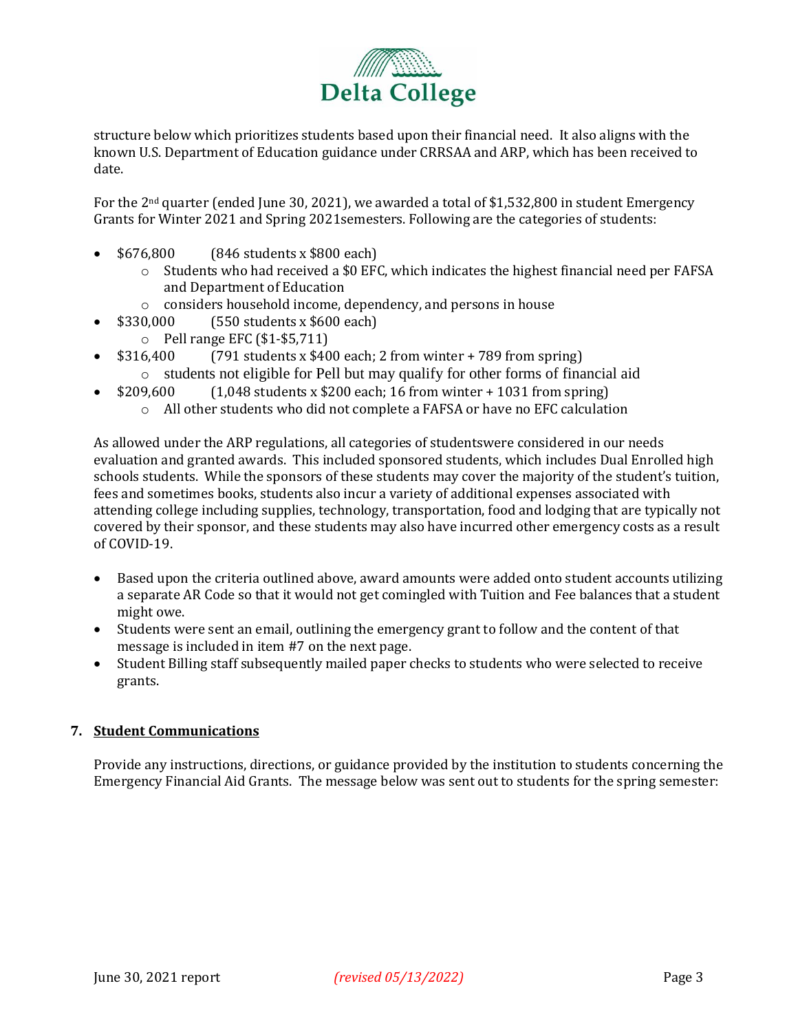structure below which prioritizes students based upon their financial need. It also aligns with the known U.S. Department of Education guidance under CRRSAA and ARP, which has been received to date.

For the 2nd quarter (ended June 30, 2021), we awarded a total of $1,532,800 in student Emergency Grants for Winter 2021 and Spring 2021semesters. Following are the categories of students:

- $676,800 (846 students x $800 each)
    - Students who had received a $0 EFC, which indicates the highest financial need per FAFSA and Department of Education
    - considers household income, dependency, and persons in house
- $330,000 (550 students x $600 each)
    - Pell range EFC ($1-$5,711)
- $316,400 (791 students x $400 each; 2 from winter + 789 from spring)
    - students not eligible for Pell but may qualify for other forms of financial aid
- $209,600 (1,048 students x $200 each; 16 from winter + 1031 from spring)
    - All other students who did not complete a FAFSA or have no EFC calculation

As allowed under the ARP regulations, all categories of studentswere considered in our needs evaluation and granted awards. This included sponsored students, which includes Dual Enrolled high schools students. While the sponsors of these students may cover the majority of the student's tuition, fees and sometimes books, students also incur a variety of additional expenses associated with attending college including supplies, technology, transportation, food and lodging that are typically not covered by their sponsor, and these students may also have incurred other emergency costs as a result of COVID-19.

- Based upon the criteria outlined above, award amounts were added onto student accounts utilizing a separate AR Code so that it would not get comingled with Tuition and Fee balances that a student might owe.
- Students were sent an email, outlining the emergency grant to follow and the content of that message is included in item #7 on the next page.
- Student Billing staff subsequently mailed paper checks to students who were selected to receive grants.

## 7. Student Communications

Provide any instructions, directions, or guidance provided by the institution to students concerning the Emergency Financial Aid Grants. The message below was sent out to students for the spring semester: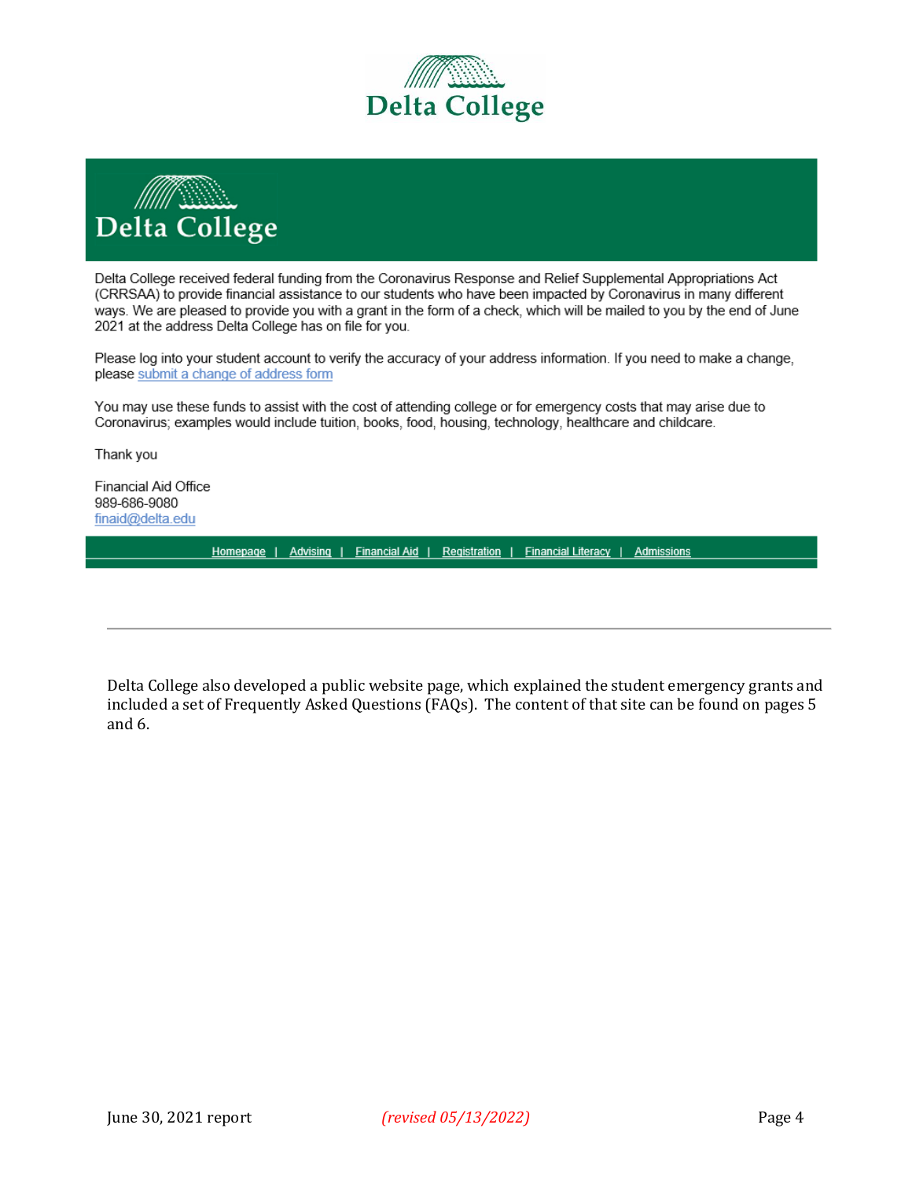Delta College

Delta College

Delta College received federal funding from the Coronavirus Response and Relief Supplemental Appropriations Act (CRRSAA) to provide financial assistance to our students who have been impacted by Coronavirus in many different ways. We are pleased to provide you with a grant in the form of a check, which will be mailed to you by the end of June 2021 at the address Delta College has on file for you.

Please log into your student account to verify the accuracy of your address information. If you need to make a change, please submit a change of address form

You may use these funds to assist with the cost of attending college or for emergency costs that may arise due to Coronavirus; examples would include tuition, books, food, housing, technology, healthcare and childcare.

Thank you

Financial Aid Office
989-686-9080
finaid@delta.edu

Homepage | Advising | Financial Aid | Registration | Financial Literacy | Admissions

---

Delta College also developed a public website page, which explained the student emergency grants and included a set of Frequently Asked Questions (FAQs). The content of that site can be found on pages 5 and 6.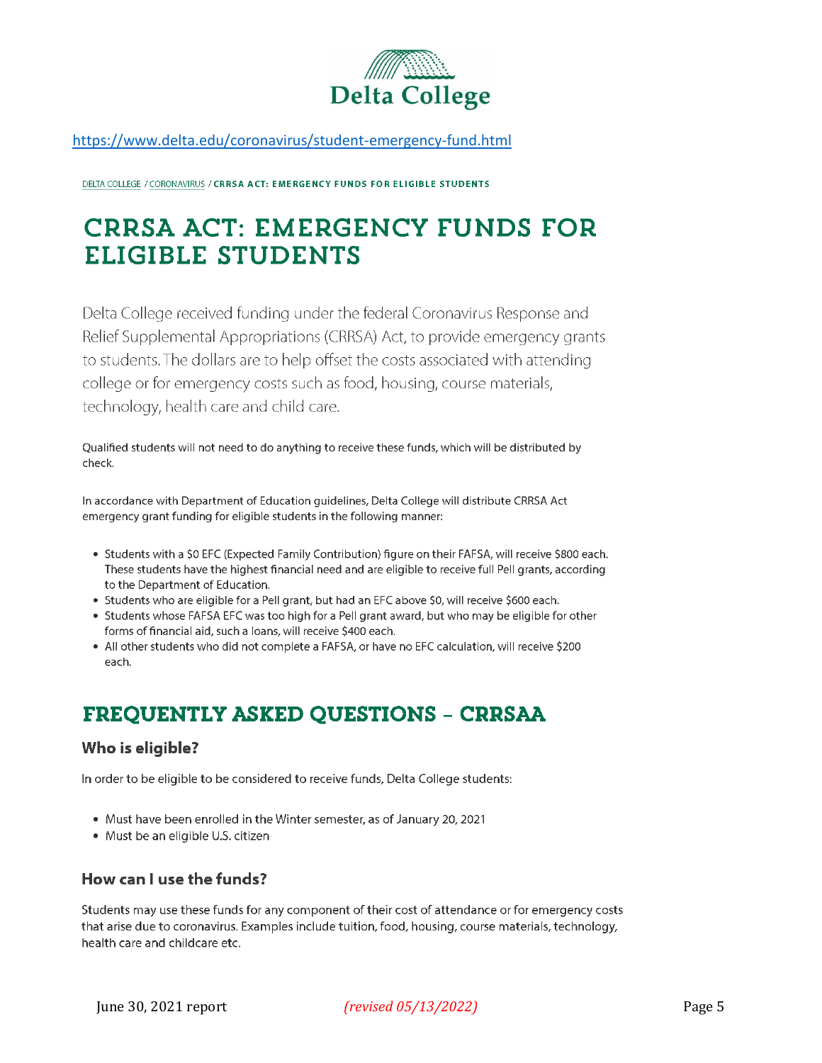Delta College

https://www.delta.edu/coronavirus/student-emergency-fund.html

DELTA COLLEGE / CORONAVIRUS / **CRRSA ACT: EMERGENCY FUNDS FOR ELIGIBLE STUDENTS**

# CRRSA ACT: EMERGENCY FUNDS FOR ELIGIBLE STUDENTS

Delta College received funding under the federal Coronavirus Response and Relief Supplemental Appropriations (CRRSA) Act, to provide emergency grants to students. The dollars are to help offset the costs associated with attending college or for emergency costs such as food, housing, course materials, technology, health care and child care.

Qualified students will not need to do anything to receive these funds, which will be distributed by check.

In accordance with Department of Education guidelines, Delta College will distribute CRRSA Act emergency grant funding for eligible students in the following manner:

- Students with a $0 EFC (Expected Family Contribution) figure on their FAFSA, will receive $800 each. These students have the highest financial need and are eligible to receive full Pell grants, according to the Department of Education.
- Students who are eligible for a Pell grant, but had an EFC above $0, will receive $600 each.
- Students whose FAFSA EFC was too high for a Pell grant award, but who may be eligible for other forms of financial aid, such a loans, will receive $400 each.
- All other students who did not complete a FAFSA, or have no EFC calculation, will receive $200 each.

## FREQUENTLY ASKED QUESTIONS – CRRSAA

### Who is eligible?

In order to be eligible to be considered to receive funds, Delta College students:

- Must have been enrolled in the Winter semester, as of January 20, 2021
- Must be an eligible U.S. citizen

### How can I use the funds?

Students may use these funds for any component of their cost of attendance or for emergency costs that arise due to coronavirus. Examples include tuition, food, housing, course materials, technology, health care and childcare etc.

June 30, 2021 report *(revised 05/13/2022)*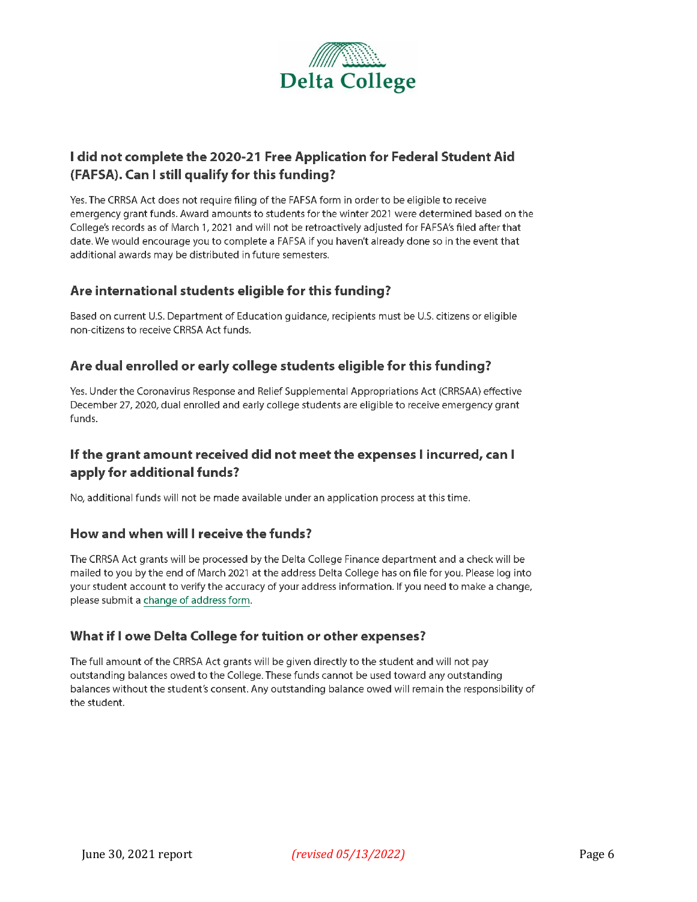## I did not complete the 2020-21 Free Application for Federal Student Aid (FAFSA). Can I still qualify for this funding?

Yes. The CRRSA Act does not require filing of the FAFSA form in order to be eligible to receive emergency grant funds. Award amounts to students for the winter 2021 were determined based on the College's records as of March 1, 2021 and will not be retroactively adjusted for FAFSA's filed after that date. We would encourage you to complete a FAFSA if you haven't already done so in the event that additional awards may be distributed in future semesters.

### Are international students eligible for this funding?

Based on current U.S. Department of Education guidance, recipients must be U.S. citizens or eligible non-citizens to receive CRRSA Act funds.

### Are dual enrolled or early college students eligible for this funding?

Yes. Under the Coronavirus Response and Relief Supplemental Appropriations Act (CRRSAA) effective December 27, 2020, dual enrolled and early college students are eligible to receive emergency grant funds.

### If the grant amount received did not meet the expenses I incurred, can I apply for additional funds?

No, additional funds will not be made available under an application process at this time.

### How and when will I receive the funds?

The CRRSA Act grants will be processed by the Delta College Finance department and a check will be mailed to you by the end of March 2021 at the address Delta College has on file for you. Please log into your student account to verify the accuracy of your address information. If you need to make a change, please submit a change of address form.

### What if I owe Delta College for tuition or other expenses?

The full amount of the CRRSA Act grants will be given directly to the student and will not pay outstanding balances owed to the College. These funds cannot be used toward any outstanding balances without the student's consent. Any outstanding balance owed will remain the responsibility of the student.